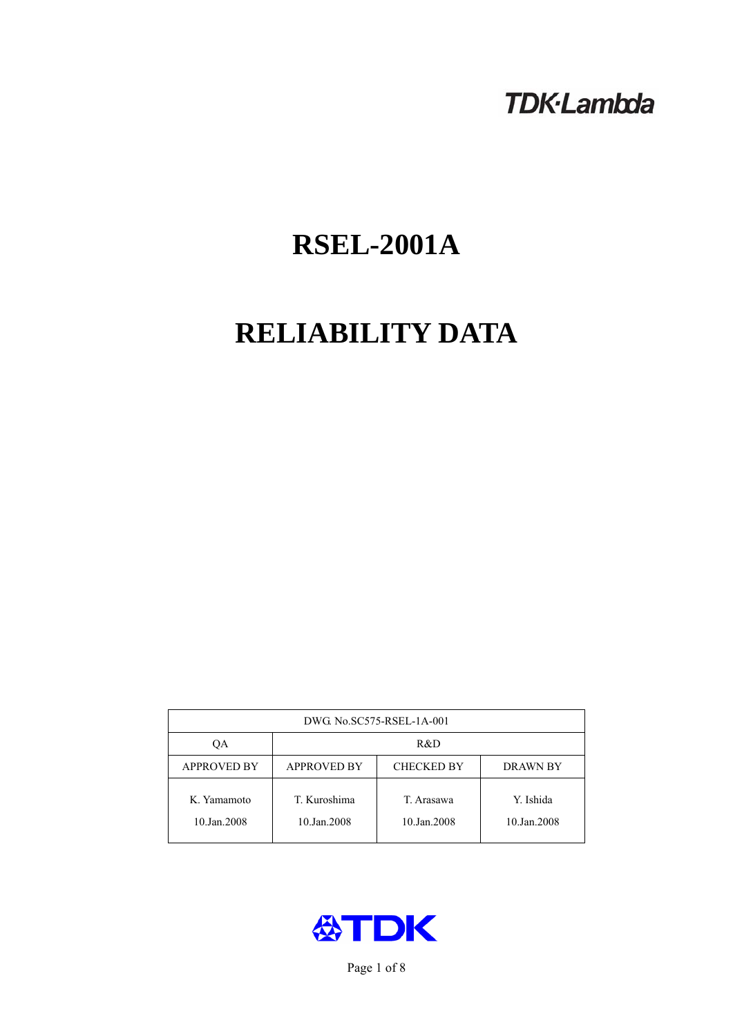TDK·Lambda

# RSEL-2001A

# RELIABILITY DATA

| DWG. No.SC575-RSEL-1A-001 | | | |
|---|---|---|---|
| QA | R&D | | |
| APPROVED BY | APPROVED BY | CHECKED BY | DRAWN BY |
| K. Yamamoto<br>10.Jan.2008 | T. Kuroshima<br>10.Jan.2008 | T. Arasawa<br>10.Jan.2008 | Y. Ishida<br>10.Jan.2008 |

TDK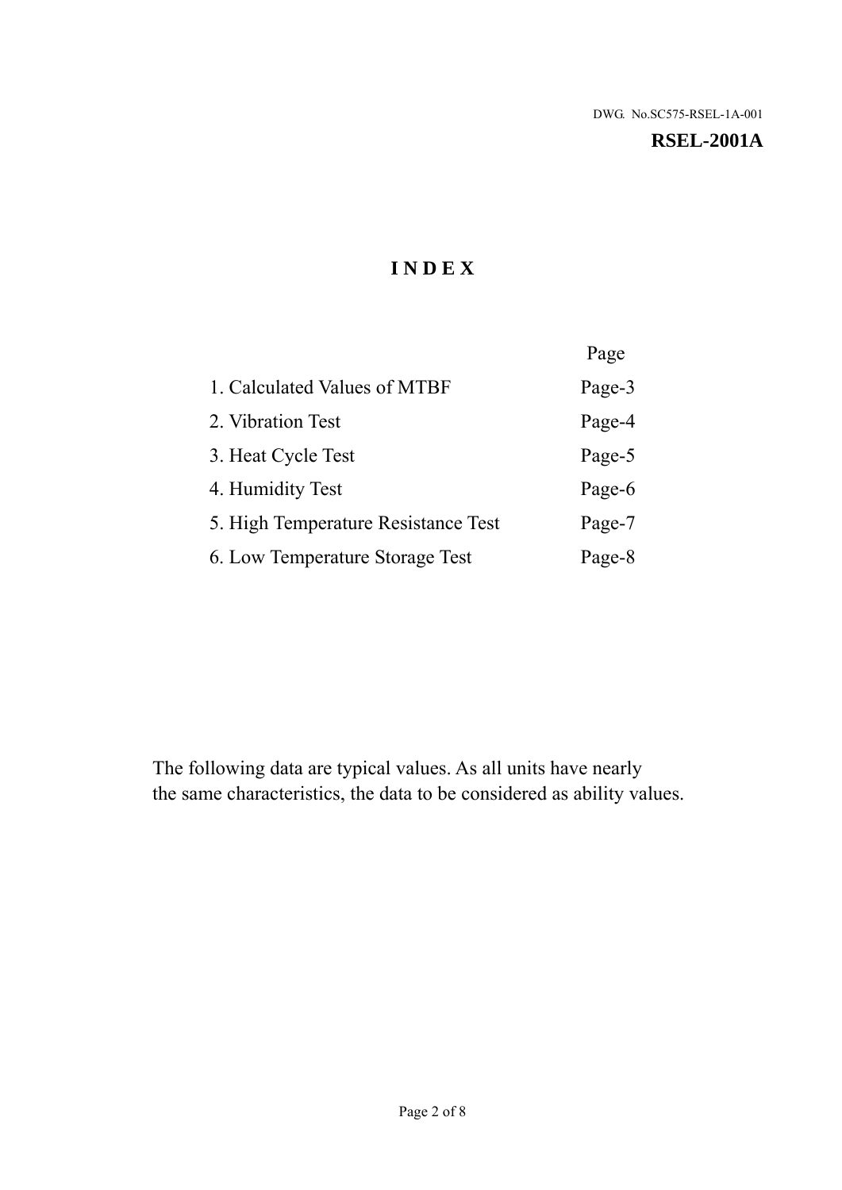DWG. No.SC575-RSEL-1A-001

**RSEL-2001A**

# INDEX

| | Page |
|---|---|
| 1. Calculated Values of MTBF | Page-3 |
| 2. Vibration Test | Page-4 |
| 3. Heat Cycle Test | Page-5 |
| 4. Humidity Test | Page-6 |
| 5. High Temperature Resistance Test | Page-7 |
| 6. Low Temperature Storage Test | Page-8 |

The following data are typical values. As all units have nearly the same characteristics, the data to be considered as ability values.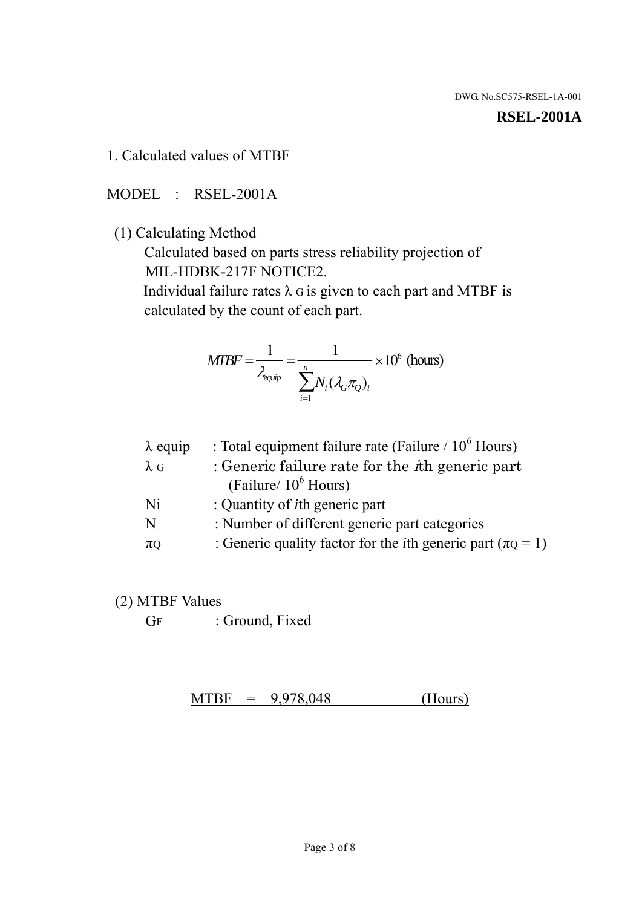DWG. No.SC575-RSEL-1A-001

**RSEL-2001A**

1. Calculated values of MTBF

MODEL : RSEL-2001A

(1) Calculating Method

Calculated based on parts stress reliability projection of MIL-HDBK-217F NOTICE2.

Individual failure rates $\lambda_G$ is given to each part and MTBF is calculated by the count of each part.

$$MTBF = \frac{1}{\lambda_{equip}} = \frac{1}{\sum_{i=1}^{n} N_i (\lambda_G \pi_Q)_i} \times 10^6 \text{ (hours)}$$

| | |
|---|---|
| $\lambda$ equip | : Total equipment failure rate (Failure / $10^6$ Hours) |
| $\lambda_G$ | : Generic failure rate for the $i$th generic part (Failure/ $10^6$ Hours) |
| Ni | : Quantity of $i$th generic part |
| N | : Number of different generic part categories |
| $\pi_Q$ | : Generic quality factor for the $i$th generic part ($\pi_Q = 1$) |

(2) MTBF Values

$G_F$ : Ground, Fixed

MTBF = 9,978,048 (Hours)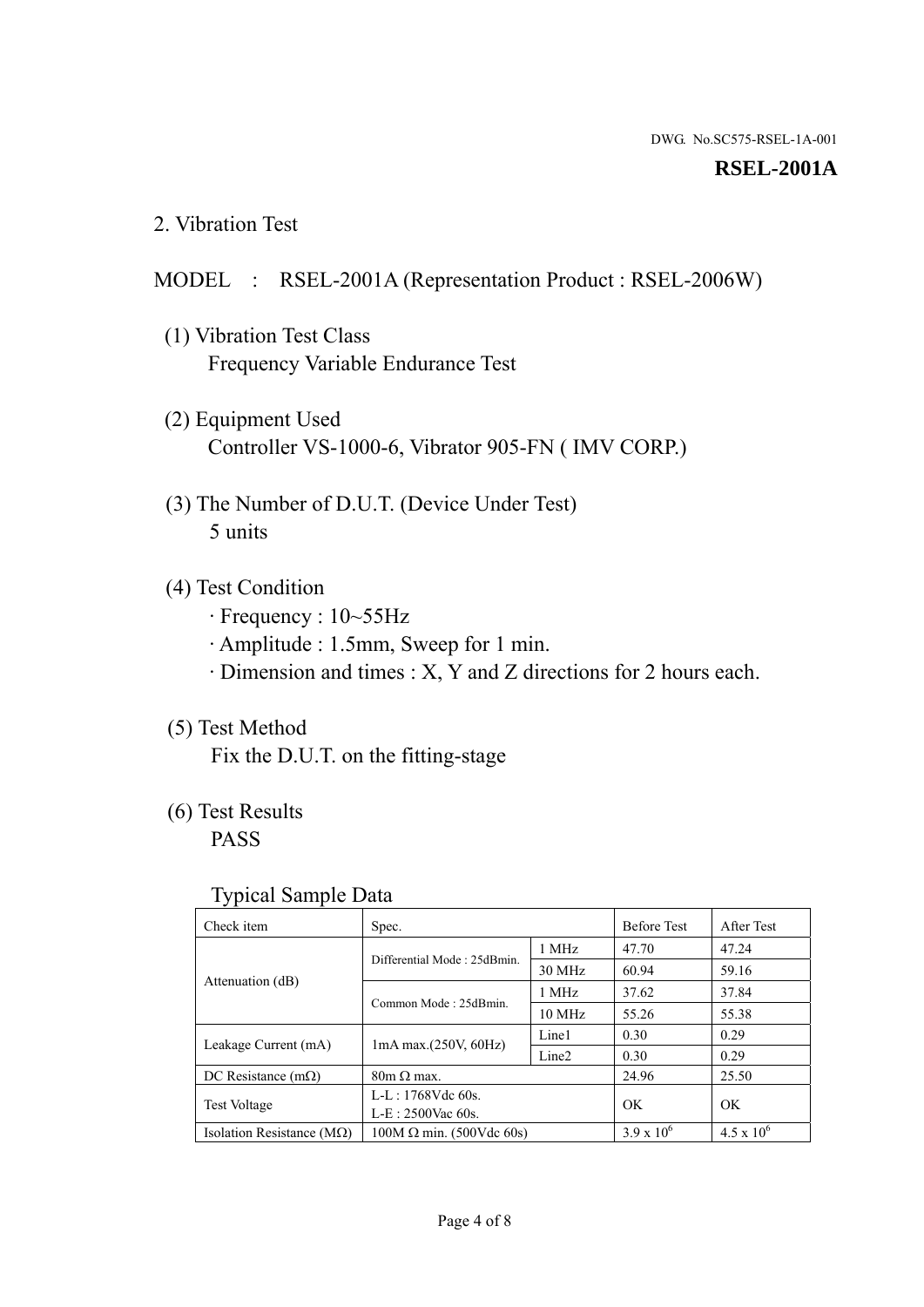DWG. No.SC575-RSEL-1A-001

**RSEL-2001A**

## 2. Vibration Test

MODEL : RSEL-2001A (Representation Product : RSEL-2006W)

(1) Vibration Test Class
Frequency Variable Endurance Test

(2) Equipment Used
Controller VS-1000-6, Vibrator 905-FN ( IMV CORP.)

(3) The Number of D.U.T. (Device Under Test)
5 units

(4) Test Condition
· Frequency : 10~55Hz
· Amplitude : 1.5mm, Sweep for 1 min.
· Dimension and times : X, Y and Z directions for 2 hours each.

(5) Test Method
Fix the D.U.T. on the fitting-stage

(6) Test Results
PASS

Typical Sample Data

| Check item | Spec. | | Before Test | After Test |
|---|---|---|---|---|
| Attenuation (dB) | Differential Mode : 25dBmin. | 1 MHz | 47.70 | 47.24 |
| | | 30 MHz | 60.94 | 59.16 |
| | Common Mode : 25dBmin. | 1 MHz | 37.62 | 37.84 |
| | | 10 MHz | 55.26 | 55.38 |
| Leakage Current (mA) | 1mA max.(250V, 60Hz) | Line1 | 0.30 | 0.29 |
| | | Line2 | 0.30 | 0.29 |
| DC Resistance (mΩ) | 80m Ω max. | | 24.96 | 25.50 |
| Test Voltage | L-L : 1768Vdc 60s.<br>L-E : 2500Vac 60s. | | OK | OK |
| Isolation Resistance (MΩ) | 100M Ω min. (500Vdc 60s) | | $3.9 \times 10^6$ | $4.5 \times 10^6$ |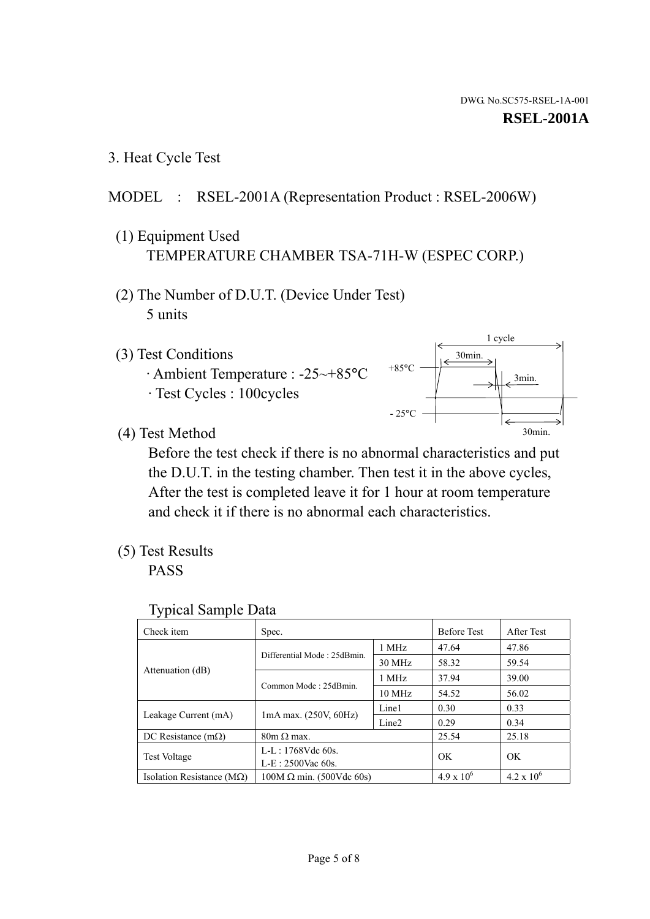DWG. No.SC575-RSEL-1A-001

**RSEL-2001A**

## 3. Heat Cycle Test

MODEL : RSEL-2001A (Representation Product : RSEL-2006W)

(1) Equipment Used
TEMPERATURE CHAMBER TSA-71H-W (ESPEC CORP.)

(2) The Number of D.U.T. (Device Under Test)
5 units

(3) Test Conditions
· Ambient Temperature : -25~+85°C
· Test Cycles : 100cycles

1 cycle
+85°C 30min. 3min.
- 25°C 30min.

(4) Test Method
Before the test check if there is no abnormal characteristics and put the D.U.T. in the testing chamber. Then test it in the above cycles, After the test is completed leave it for 1 hour at room temperature and check it if there is no abnormal each characteristics.

(5) Test Results
PASS

Typical Sample Data

| Check item | Spec. | | Before Test | After Test |
|---|---|---|---|---|
| Attenuation (dB) | Differential Mode : 25dBmin. | 1 MHz | 47.64 | 47.86 |
| | | 30 MHz | 58.32 | 59.54 |
| | Common Mode : 25dBmin. | 1 MHz | 37.94 | 39.00 |
| | | 10 MHz | 54.52 | 56.02 |
| Leakage Current (mA) | 1mA max. (250V, 60Hz) | Line1 | 0.30 | 0.33 |
| | | Line2 | 0.29 | 0.34 |
| DC Resistance (mΩ) | 80m Ω max. | | 25.54 | 25.18 |
| Test Voltage | L-L : 1768Vdc 60s. L-E : 2500Vac 60s. | | OK | OK |
| Isolation Resistance (MΩ) | 100M Ω min. (500Vdc 60s) | | $4.9 \times 10^6$ | $4.2 \times 10^6$ |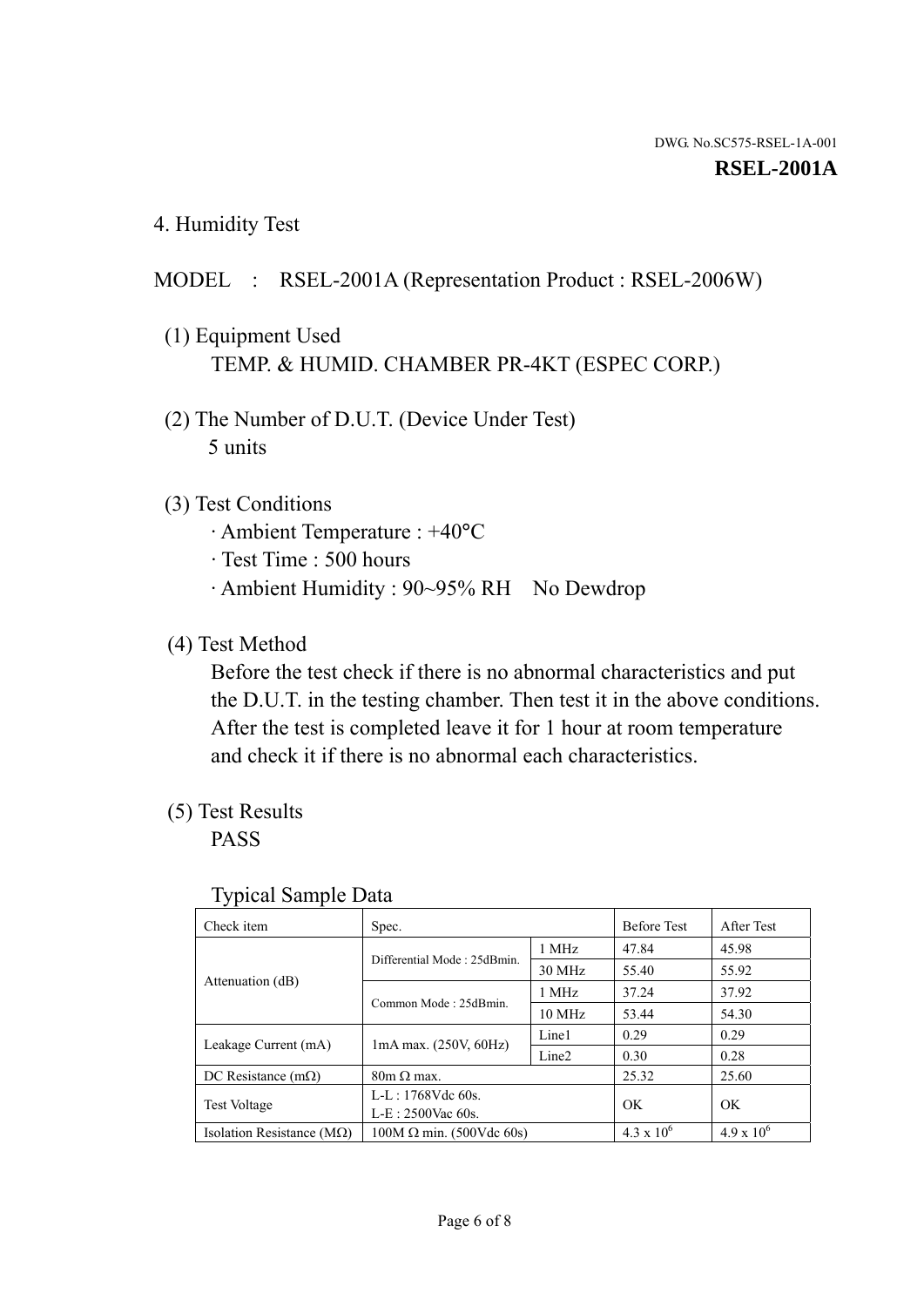DWG. No.SC575-RSEL-1A-001

**RSEL-2001A**

## 4. Humidity Test

MODEL : RSEL-2001A (Representation Product : RSEL-2006W)

(1) Equipment Used
TEMP. & HUMID. CHAMBER PR-4KT (ESPEC CORP.)

(2) The Number of D.U.T. (Device Under Test)
5 units

(3) Test Conditions
· Ambient Temperature : +40°C
· Test Time : 500 hours
· Ambient Humidity : 90~95% RH No Dewdrop

(4) Test Method
Before the test check if there is no abnormal characteristics and put the D.U.T. in the testing chamber. Then test it in the above conditions. After the test is completed leave it for 1 hour at room temperature and check it if there is no abnormal each characteristics.

(5) Test Results
PASS

Typical Sample Data

| Check item | Spec. | | Before Test | After Test |
|---|---|---|---|---|
| Attenuation (dB) | Differential Mode : 25dBmin. | 1 MHz | 47.84 | 45.98 |
| | | 30 MHz | 55.40 | 55.92 |
| | Common Mode : 25dBmin. | 1 MHz | 37.24 | 37.92 |
| | | 10 MHz | 53.44 | 54.30 |
| Leakage Current (mA) | 1mA max. (250V, 60Hz) | Line1 | 0.29 | 0.29 |
| | | Line2 | 0.30 | 0.28 |
| DC Resistance (mΩ) | 80m Ω max. | | 25.32 | 25.60 |
| Test Voltage | L-L : 1768Vdc 60s.<br>L-E : 2500Vac 60s. | | OK | OK |
| Isolation Resistance (MΩ) | 100M Ω min. (500Vdc 60s) | | $4.3 \times 10^6$ | $4.9 \times 10^6$ |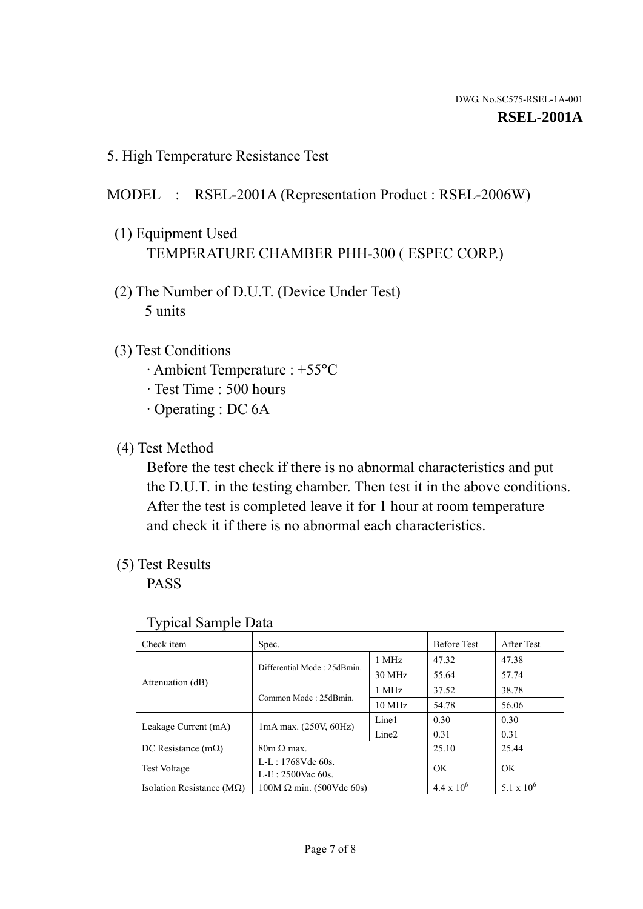DWG. No.SC575-RSEL-1A-001

**RSEL-2001A**

## 5. High Temperature Resistance Test

MODEL : RSEL-2001A (Representation Product : RSEL-2006W)

(1) Equipment Used
TEMPERATURE CHAMBER PHH-300 ( ESPEC CORP.)

(2) The Number of D.U.T. (Device Under Test)
5 units

(3) Test Conditions
· Ambient Temperature : +55°C
· Test Time : 500 hours
· Operating : DC 6A

(4) Test Method
Before the test check if there is no abnormal characteristics and put the D.U.T. in the testing chamber. Then test it in the above conditions. After the test is completed leave it for 1 hour at room temperature and check it if there is no abnormal each characteristics.

(5) Test Results
PASS

Typical Sample Data

| Check item | Spec. | | Before Test | After Test |
|---|---|---|---|---|
| Attenuation (dB) | Differential Mode : 25dBmin. | 1 MHz | 47.32 | 47.38 |
| | | 30 MHz | 55.64 | 57.74 |
| | Common Mode : 25dBmin. | 1 MHz | 37.52 | 38.78 |
| | | 10 MHz | 54.78 | 56.06 |
| Leakage Current (mA) | 1mA max. (250V, 60Hz) | Line1 | 0.30 | 0.30 |
| | | Line2 | 0.31 | 0.31 |
| DC Resistance (mΩ) | 80m Ω max. | | 25.10 | 25.44 |
| Test Voltage | L-L : 1768Vdc 60s. L-E : 2500Vac 60s. | | OK | OK |
| Isolation Resistance (MΩ) | 100M Ω min. (500Vdc 60s) | | $4.4 \times 10^6$ | $5.1 \times 10^6$ |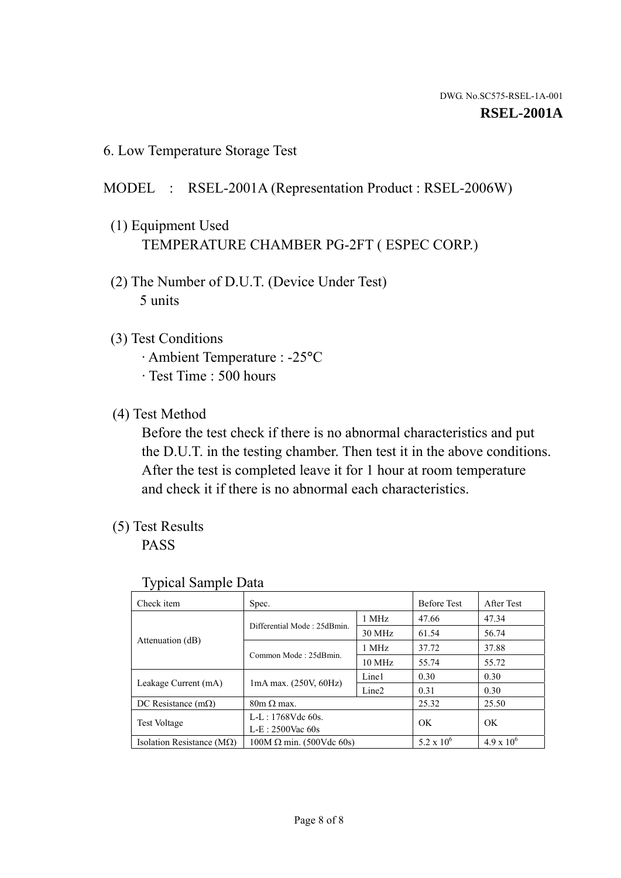DWG. No.SC575-RSEL-1A-001

**RSEL-2001A**

## 6. Low Temperature Storage Test

MODEL : RSEL-2001A (Representation Product : RSEL-2006W)

(1) Equipment Used

TEMPERATURE CHAMBER PG-2FT ( ESPEC CORP.)

(2) The Number of D.U.T. (Device Under Test)

5 units

(3) Test Conditions

· Ambient Temperature : -25°C

· Test Time : 500 hours

(4) Test Method

Before the test check if there is no abnormal characteristics and put the D.U.T. in the testing chamber. Then test it in the above conditions. After the test is completed leave it for 1 hour at room temperature and check it if there is no abnormal each characteristics.

(5) Test Results

PASS

Typical Sample Data

| Check item | Spec. | | Before Test | After Test |
|---|---|---|---|---|
| Attenuation (dB) | Differential Mode : 25dBmin. | 1 MHz | 47.66 | 47.34 |
| | | 30 MHz | 61.54 | 56.74 |
| | Common Mode : 25dBmin. | 1 MHz | 37.72 | 37.88 |
| | | 10 MHz | 55.74 | 55.72 |
| Leakage Current (mA) | 1mA max. (250V, 60Hz) | Line1 | 0.30 | 0.30 |
| | | Line2 | 0.31 | 0.30 |
| DC Resistance (mΩ) | 80m Ω max. | | 25.32 | 25.50 |
| Test Voltage | L-L : 1768Vdc 60s. L-E : 2500Vac 60s | | OK | OK |
| Isolation Resistance (MΩ) | 100M Ω min. (500Vdc 60s) | | $5.2 \times 10^6$ | $4.9 \times 10^6$ |